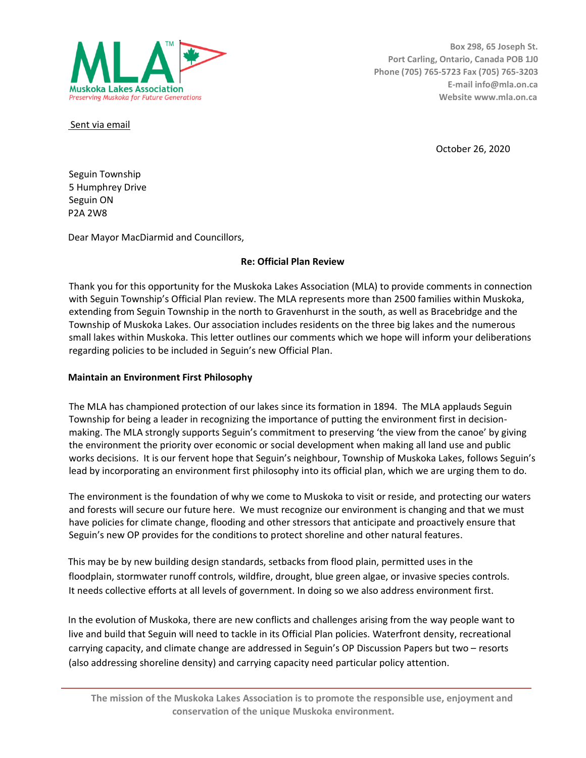Muskoka Lakes Association
*Preserving Muskoka for Future Generations*

Box 298, 65 Joseph St.
Port Carling, Ontario, Canada POB 1J0
Phone (705) 765-5723 Fax (705) 765-3203
E-mail info@mla.on.ca
Website www.mla.on.ca

Sent via email

October 26, 2020

Seguin Township
5 Humphrey Drive
Seguin ON
P2A 2W8

Dear Mayor MacDiarmid and Councillors,

**Re: Official Plan Review**

Thank you for this opportunity for the Muskoka Lakes Association (MLA) to provide comments in connection with Seguin Township's Official Plan review. The MLA represents more than 2500 families within Muskoka, extending from Seguin Township in the north to Gravenhurst in the south, as well as Bracebridge and the Township of Muskoka Lakes. Our association includes residents on the three big lakes and the numerous small lakes within Muskoka. This letter outlines our comments which we hope will inform your deliberations regarding policies to be included in Seguin's new Official Plan.

**Maintain an Environment First Philosophy**

The MLA has championed protection of our lakes since its formation in 1894. The MLA applauds Seguin Township for being a leader in recognizing the importance of putting the environment first in decision-making. The MLA strongly supports Seguin's commitment to preserving 'the view from the canoe' by giving the environment the priority over economic or social development when making all land use and public works decisions. It is our fervent hope that Seguin's neighbour, Township of Muskoka Lakes, follows Seguin's lead by incorporating an environment first philosophy into its official plan, which we are urging them to do.

The environment is the foundation of why we come to Muskoka to visit or reside, and protecting our waters and forests will secure our future here. We must recognize our environment is changing and that we must have policies for climate change, flooding and other stressors that anticipate and proactively ensure that Seguin's new OP provides for the conditions to protect shoreline and other natural features.

This may be by new building design standards, setbacks from flood plain, permitted uses in the floodplain, stormwater runoff controls, wildfire, drought, blue green algae, or invasive species controls. It needs collective efforts at all levels of government. In doing so we also address environment first.

In the evolution of Muskoka, there are new conflicts and challenges arising from the way people want to live and build that Seguin will need to tackle in its Official Plan policies. Waterfront density, recreational carrying capacity, and climate change are addressed in Seguin's OP Discussion Papers but two – resorts (also addressing shoreline density) and carrying capacity need particular policy attention.

**The mission of the Muskoka Lakes Association is to promote the responsible use, enjoyment and conservation of the unique Muskoka environment.**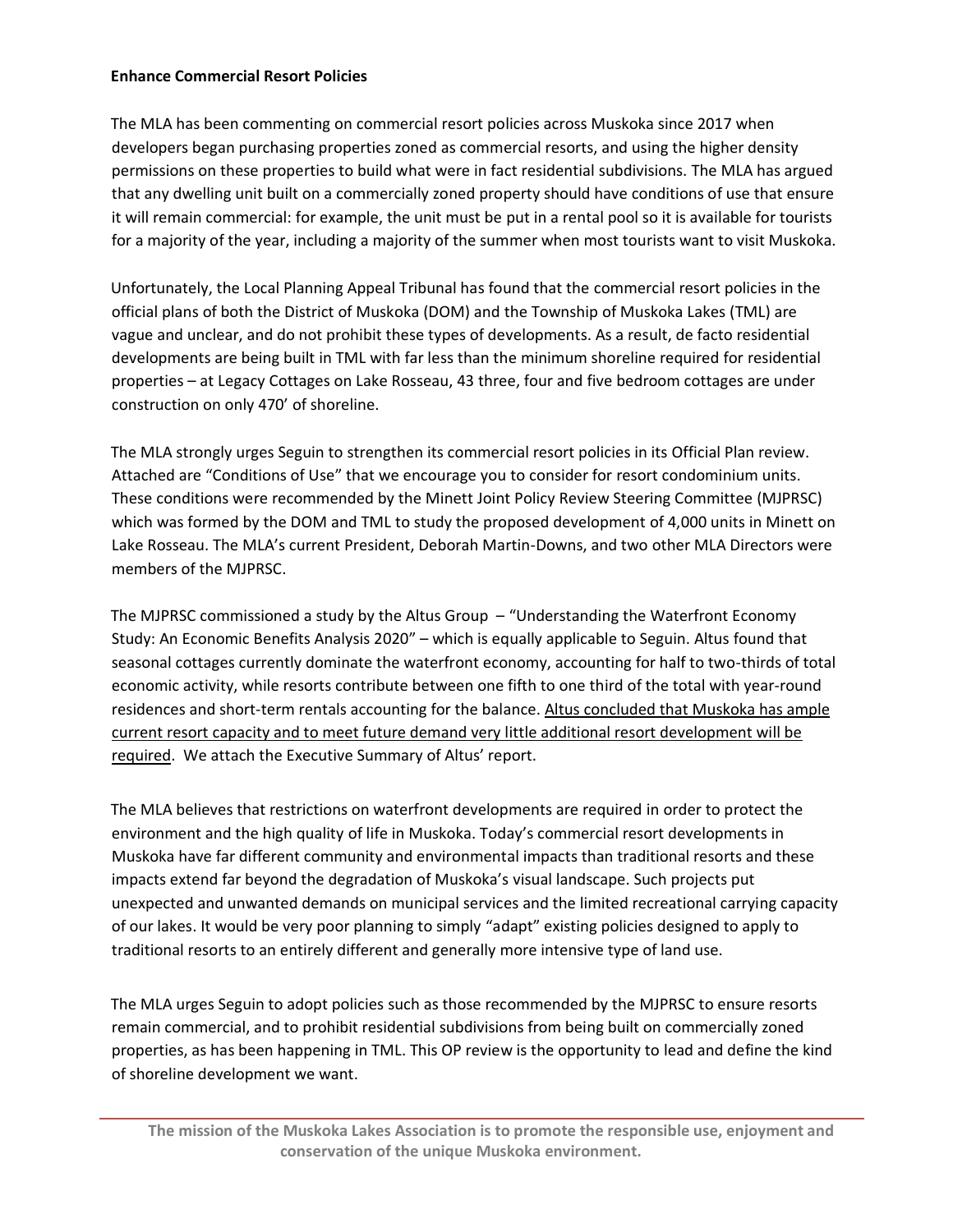**Enhance Commercial Resort Policies**

The MLA has been commenting on commercial resort policies across Muskoka since 2017 when developers began purchasing properties zoned as commercial resorts, and using the higher density permissions on these properties to build what were in fact residential subdivisions. The MLA has argued that any dwelling unit built on a commercially zoned property should have conditions of use that ensure it will remain commercial: for example, the unit must be put in a rental pool so it is available for tourists for a majority of the year, including a majority of the summer when most tourists want to visit Muskoka.

Unfortunately, the Local Planning Appeal Tribunal has found that the commercial resort policies in the official plans of both the District of Muskoka (DOM) and the Township of Muskoka Lakes (TML) are vague and unclear, and do not prohibit these types of developments. As a result, de facto residential developments are being built in TML with far less than the minimum shoreline required for residential properties – at Legacy Cottages on Lake Rosseau, 43 three, four and five bedroom cottages are under construction on only 470' of shoreline.

The MLA strongly urges Seguin to strengthen its commercial resort policies in its Official Plan review. Attached are "Conditions of Use" that we encourage you to consider for resort condominium units. These conditions were recommended by the Minett Joint Policy Review Steering Committee (MJPRSC) which was formed by the DOM and TML to study the proposed development of 4,000 units in Minett on Lake Rosseau. The MLA's current President, Deborah Martin-Downs, and two other MLA Directors were members of the MJPRSC.

The MJPRSC commissioned a study by the Altus Group – "Understanding the Waterfront Economy Study: An Economic Benefits Analysis 2020" – which is equally applicable to Seguin. Altus found that seasonal cottages currently dominate the waterfront economy, accounting for half to two-thirds of total economic activity, while resorts contribute between one fifth to one third of the total with year-round residences and short-term rentals accounting for the balance. <u>Altus concluded that Muskoka has ample current resort capacity and to meet future demand very little additional resort development will be required</u>. We attach the Executive Summary of Altus' report.

The MLA believes that restrictions on waterfront developments are required in order to protect the environment and the high quality of life in Muskoka. Today's commercial resort developments in Muskoka have far different community and environmental impacts than traditional resorts and these impacts extend far beyond the degradation of Muskoka's visual landscape. Such projects put unexpected and unwanted demands on municipal services and the limited recreational carrying capacity of our lakes. It would be very poor planning to simply "adapt" existing policies designed to apply to traditional resorts to an entirely different and generally more intensive type of land use.

The MLA urges Seguin to adopt policies such as those recommended by the MJPRSC to ensure resorts remain commercial, and to prohibit residential subdivisions from being built on commercially zoned properties, as has been happening in TML. This OP review is the opportunity to lead and define the kind of shoreline development we want.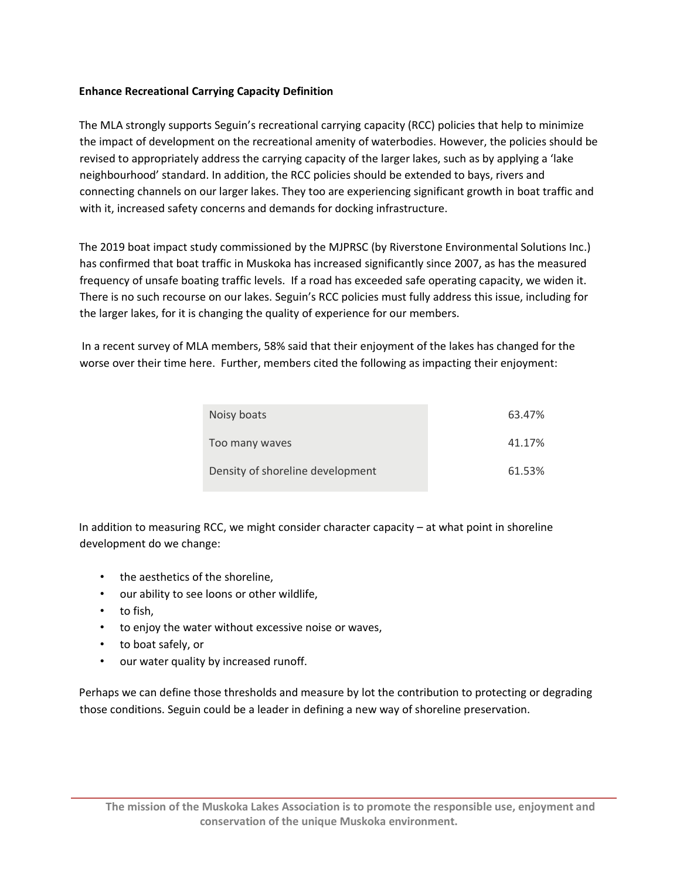**Enhance Recreational Carrying Capacity Definition**

The MLA strongly supports Seguin's recreational carrying capacity (RCC) policies that help to minimize the impact of development on the recreational amenity of waterbodies. However, the policies should be revised to appropriately address the carrying capacity of the larger lakes, such as by applying a 'lake neighbourhood' standard. In addition, the RCC policies should be extended to bays, rivers and connecting channels on our larger lakes. They too are experiencing significant growth in boat traffic and with it, increased safety concerns and demands for docking infrastructure.

The 2019 boat impact study commissioned by the MJPRSC (by Riverstone Environmental Solutions Inc.) has confirmed that boat traffic in Muskoka has increased significantly since 2007, as has the measured frequency of unsafe boating traffic levels. If a road has exceeded safe operating capacity, we widen it. There is no such recourse on our lakes. Seguin's RCC policies must fully address this issue, including for the larger lakes, for it is changing the quality of experience for our members.

In a recent survey of MLA members, 58% said that their enjoyment of the lakes has changed for the worse over their time here. Further, members cited the following as impacting their enjoyment:

| | |
|---|---|
| Noisy boats | 63.47% |
| Too many waves | 41.17% |
| Density of shoreline development | 61.53% |

In addition to measuring RCC, we might consider character capacity – at what point in shoreline development do we change:

- the aesthetics of the shoreline,
- our ability to see loons or other wildlife,
- to fish,
- to enjoy the water without excessive noise or waves,
- to boat safely, or
- our water quality by increased runoff.

Perhaps we can define those thresholds and measure by lot the contribution to protecting or degrading those conditions. Seguin could be a leader in defining a new way of shoreline preservation.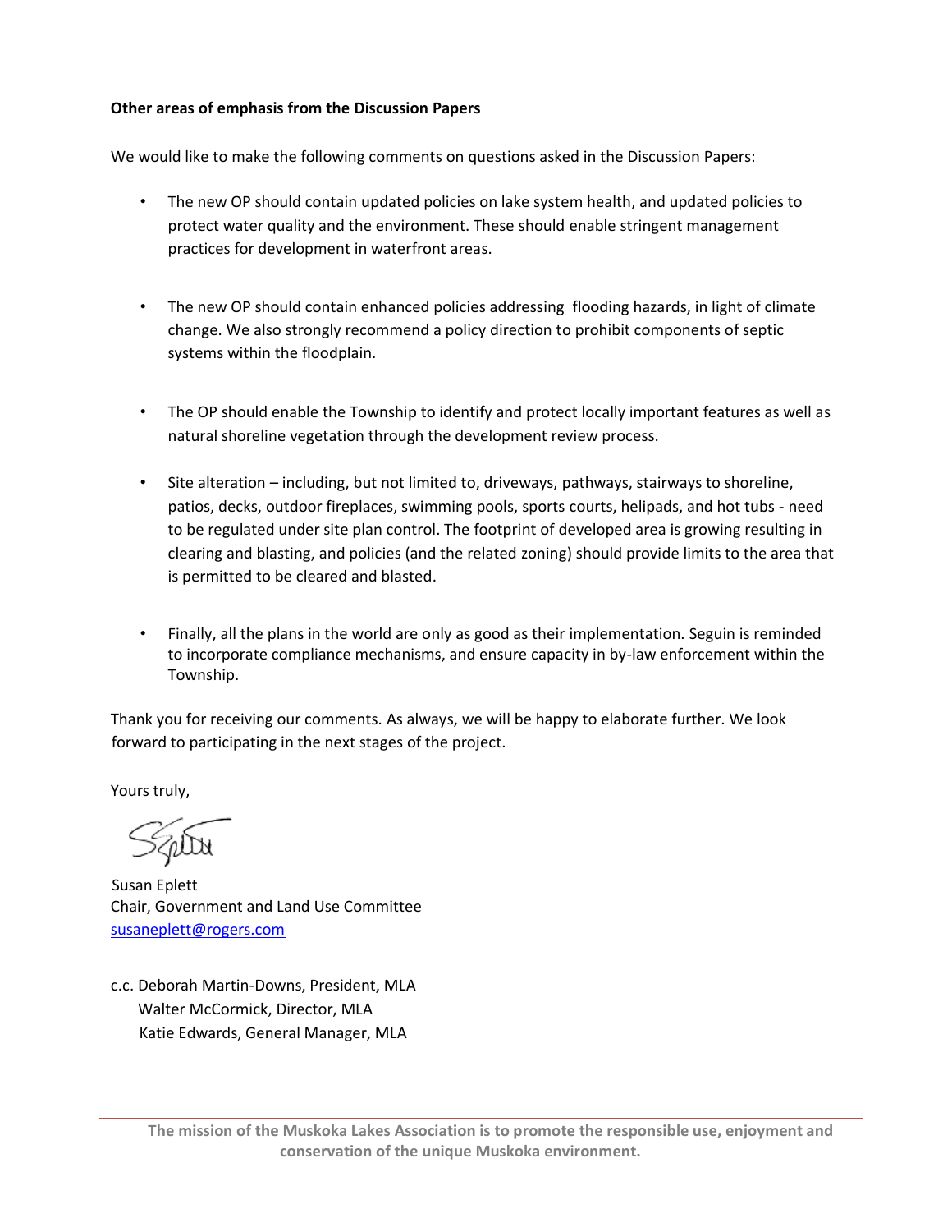**Other areas of emphasis from the Discussion Papers**

We would like to make the following comments on questions asked in the Discussion Papers:

- The new OP should contain updated policies on lake system health, and updated policies to protect water quality and the environment. These should enable stringent management practices for development in waterfront areas.

- The new OP should contain enhanced policies addressing flooding hazards, in light of climate change. We also strongly recommend a policy direction to prohibit components of septic systems within the floodplain.

- The OP should enable the Township to identify and protect locally important features as well as natural shoreline vegetation through the development review process.

- Site alteration – including, but not limited to, driveways, pathways, stairways to shoreline, patios, decks, outdoor fireplaces, swimming pools, sports courts, helipads, and hot tubs - need to be regulated under site plan control. The footprint of developed area is growing resulting in clearing and blasting, and policies (and the related zoning) should provide limits to the area that is permitted to be cleared and blasted.

- Finally, all the plans in the world are only as good as their implementation. Seguin is reminded to incorporate compliance mechanisms, and ensure capacity in by-law enforcement within the Township.

Thank you for receiving our comments. As always, we will be happy to elaborate further. We look forward to participating in the next stages of the project.

Yours truly,

Susan Eplett
Chair, Government and Land Use Committee
susaneplett@rogers.com

c.c. Deborah Martin-Downs, President, MLA
Walter McCormick, Director, MLA
Katie Edwards, General Manager, MLA

**The mission of the Muskoka Lakes Association is to promote the responsible use, enjoyment and conservation of the unique Muskoka environment.**